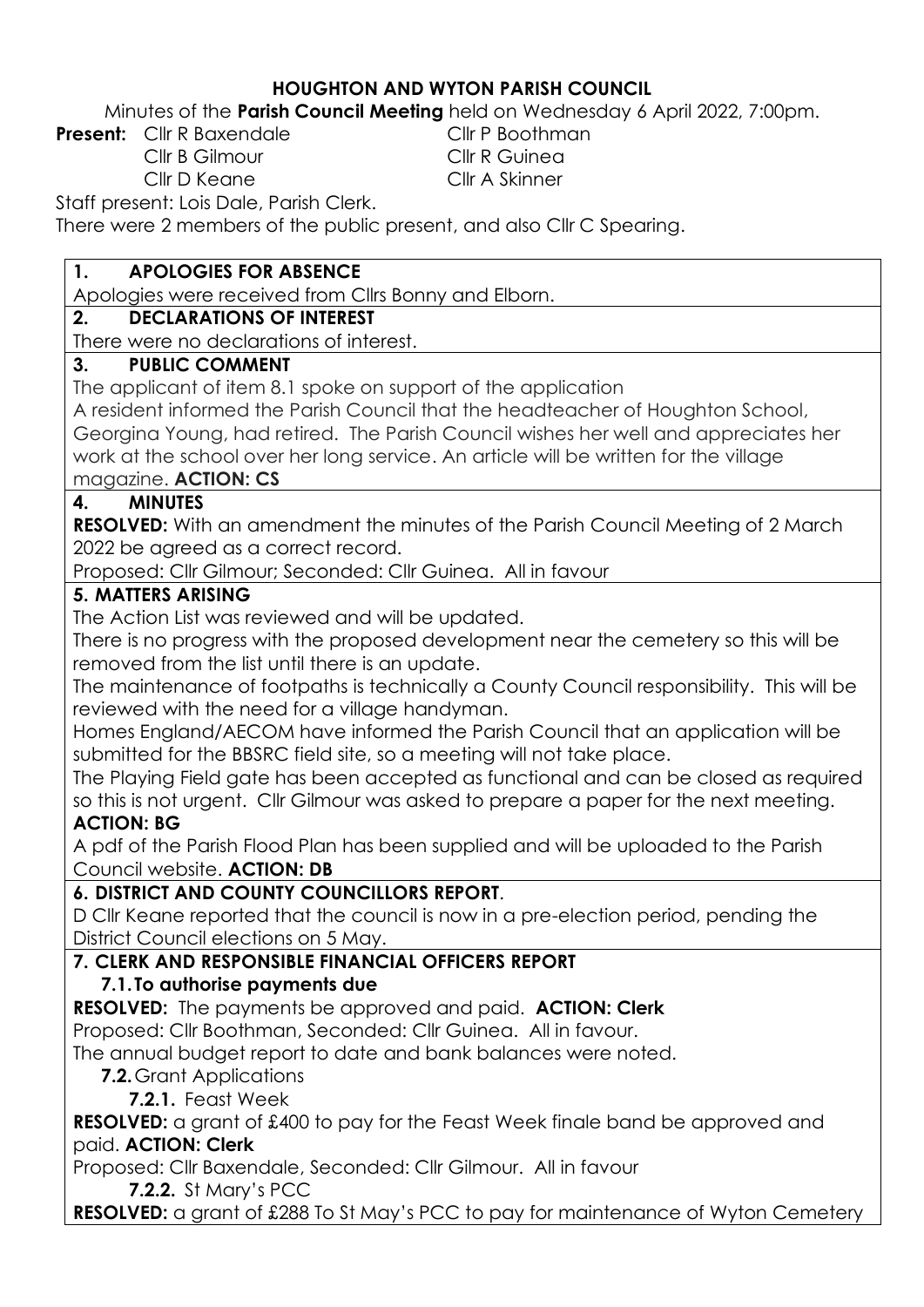# HOUGHTON AND WYTON PARISH COUNCIL

Minutes of the **Parish Council Meeting** held on Wednesday 6 April 2022, 7:00pm.

**Present:** Cllr R Baxendale, Cllr P Boothman, Cllr B Gilmour, Cllr R Guinea, Cllr D Keane, Cllr A Skinner

Staff present: Lois Dale, Parish Clerk.

There were 2 members of the public present, and also Cllr C Spearing.

## 1. APOLOGIES FOR ABSENCE

Apologies were received from Cllrs Bonny and Elborn.

## 2. DECLARATIONS OF INTEREST

There were no declarations of interest.

## 3. PUBLIC COMMENT

The applicant of item 8.1 spoke on support of the application

A resident informed the Parish Council that the headteacher of Houghton School, Georgina Young, had retired. The Parish Council wishes her well and appreciates her work at the school over her long service. An article will be written for the village magazine. **ACTION: CS**

## 4. MINUTES

**RESOLVED:** With an amendment the minutes of the Parish Council Meeting of 2 March 2022 be agreed as a correct record.

Proposed: Cllr Gilmour; Seconded: Cllr Guinea. All in favour

## 5. MATTERS ARISING

The Action List was reviewed and will be updated.

There is no progress with the proposed development near the cemetery so this will be removed from the list until there is an update.

The maintenance of footpaths is technically a County Council responsibility. This will be reviewed with the need for a village handyman.

Homes England/AECOM have informed the Parish Council that an application will be submitted for the BBSRC field site, so a meeting will not take place.

The Playing Field gate has been accepted as functional and can be closed as required so this is not urgent. Cllr Gilmour was asked to prepare a paper for the next meeting. **ACTION: BG**

A pdf of the Parish Flood Plan has been supplied and will be uploaded to the Parish Council website. **ACTION: DB**

## 6. DISTRICT AND COUNTY COUNCILLORS REPORT.

D Cllr Keane reported that the council is now in a pre-election period, pending the District Council elections on 5 May.

## 7. CLERK AND RESPONSIBLE FINANCIAL OFFICERS REPORT

### 7.1. To authorise payments due

**RESOLVED:** The payments be approved and paid. **ACTION: Clerk**

Proposed: Cllr Boothman, Seconded: Cllr Guinea. All in favour.

The annual budget report to date and bank balances were noted.

### 7.2. Grant Applications

#### 7.2.1. Feast Week

**RESOLVED:** a grant of £400 to pay for the Feast Week finale band be approved and paid. **ACTION: Clerk**

Proposed: Cllr Baxendale, Seconded: Cllr Gilmour. All in favour

#### 7.2.2. St Mary's PCC

**RESOLVED:** a grant of £288 To St May's PCC to pay for maintenance of Wyton Cemetery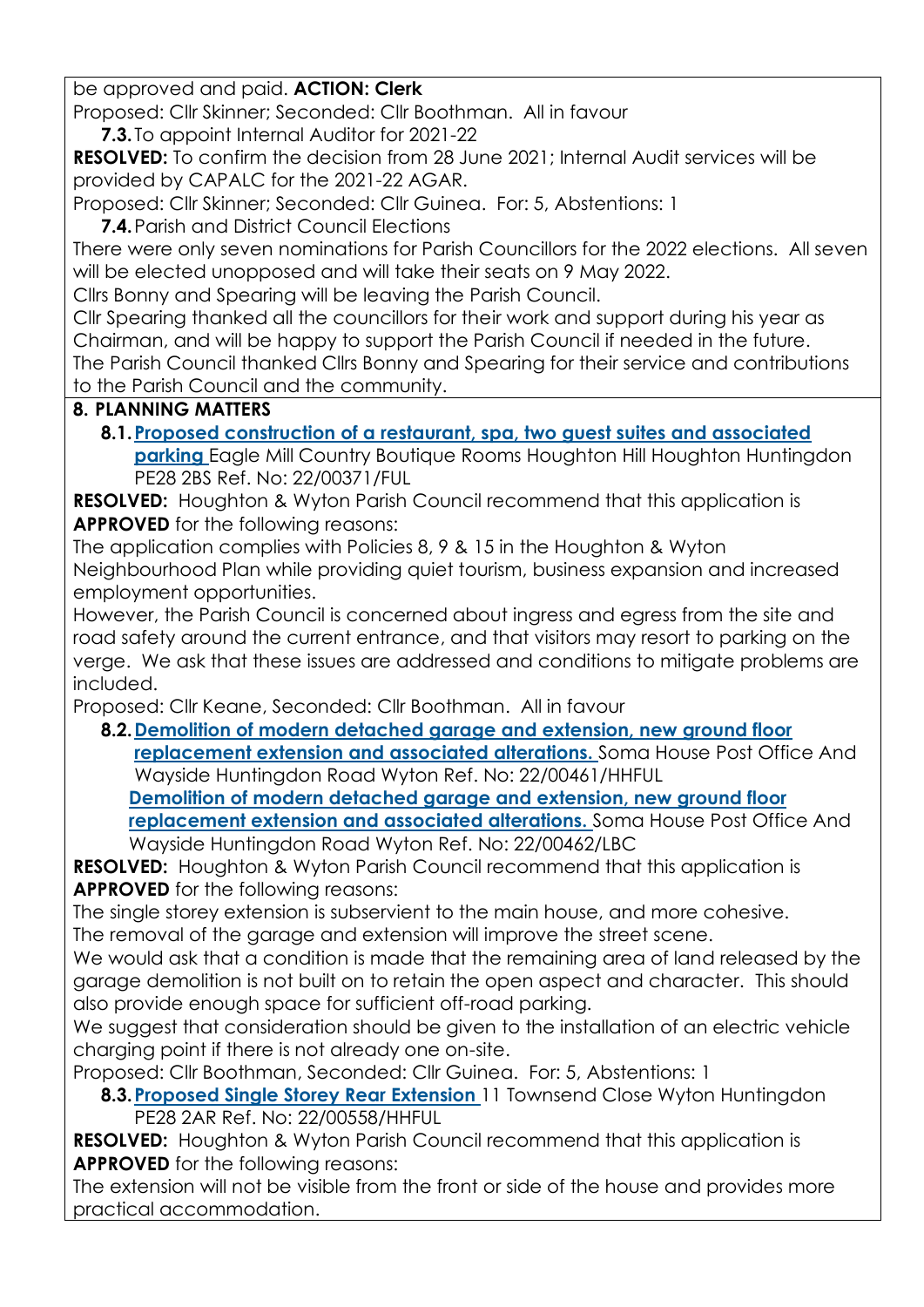be approved and paid. **ACTION: Clerk**

Proposed: Cllr Skinner; Seconded: Cllr Boothman. All in favour

**7.3.** To appoint Internal Auditor for 2021-22

**RESOLVED:** To confirm the decision from 28 June 2021; Internal Audit services will be provided by CAPALC for the 2021-22 AGAR.

Proposed: Cllr Skinner; Seconded: Cllr Guinea. For: 5, Abstentions: 1

**7.4.** Parish and District Council Elections

There were only seven nominations for Parish Councillors for the 2022 elections. All seven will be elected unopposed and will take their seats on 9 May 2022.

Cllrs Bonny and Spearing will be leaving the Parish Council.

Cllr Spearing thanked all the councillors for their work and support during his year as Chairman, and will be happy to support the Parish Council if needed in the future.

The Parish Council thanked Cllrs Bonny and Spearing for their service and contributions to the Parish Council and the community.

**8. PLANNING MATTERS**

**8.1.** **Proposed construction of a restaurant, spa, two guest suites and associated parking** Eagle Mill Country Boutique Rooms Houghton Hill Houghton Huntingdon PE28 2BS Ref. No: 22/00371/FUL

**RESOLVED:** Houghton & Wyton Parish Council recommend that this application is **APPROVED** for the following reasons:

The application complies with Policies 8, 9 & 15 in the Houghton & Wyton Neighbourhood Plan while providing quiet tourism, business expansion and increased employment opportunities.

However, the Parish Council is concerned about ingress and egress from the site and road safety around the current entrance, and that visitors may resort to parking on the verge. We ask that these issues are addressed and conditions to mitigate problems are included.

Proposed: Cllr Keane, Seconded: Cllr Boothman. All in favour

**8.2.** **Demolition of modern detached garage and extension, new ground floor replacement extension and associated alterations.** Soma House Post Office And Wayside Huntingdon Road Wyton Ref. No: 22/00461/HHFUL

**Demolition of modern detached garage and extension, new ground floor replacement extension and associated alterations.** Soma House Post Office And Wayside Huntingdon Road Wyton Ref. No: 22/00462/LBC

**RESOLVED:** Houghton & Wyton Parish Council recommend that this application is **APPROVED** for the following reasons:

The single storey extension is subservient to the main house, and more cohesive.

The removal of the garage and extension will improve the street scene.

We would ask that a condition is made that the remaining area of land released by the garage demolition is not built on to retain the open aspect and character. This should also provide enough space for sufficient off-road parking.

We suggest that consideration should be given to the installation of an electric vehicle charging point if there is not already one on-site.

Proposed: Cllr Boothman, Seconded: Cllr Guinea. For: 5, Abstentions: 1

**8.3.** **Proposed Single Storey Rear Extension** 11 Townsend Close Wyton Huntingdon PE28 2AR Ref. No: 22/00558/HHFUL

**RESOLVED:** Houghton & Wyton Parish Council recommend that this application is **APPROVED** for the following reasons:

The extension will not be visible from the front or side of the house and provides more practical accommodation.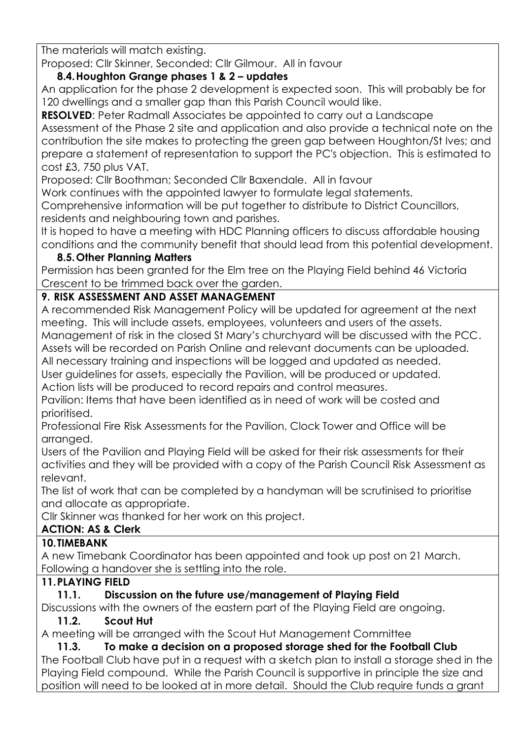The materials will match existing.

Proposed: Cllr Skinner, Seconded: Cllr Gilmour. All in favour

### 8.4. Houghton Grange phases 1 & 2 – updates

An application for the phase 2 development is expected soon. This will probably be for 120 dwellings and a smaller gap than this Parish Council would like.

**RESOLVED**: Peter Radmall Associates be appointed to carry out a Landscape Assessment of the Phase 2 site and application and also provide a technical note on the contribution the site makes to protecting the green gap between Houghton/St Ives; and prepare a statement of representation to support the PC's objection. This is estimated to cost £3, 750 plus VAT.

Proposed: Cllr Boothman; Seconded Cllr Baxendale. All in favour

Work continues with the appointed lawyer to formulate legal statements.

Comprehensive information will be put together to distribute to District Councillors, residents and neighbouring town and parishes.

It is hoped to have a meeting with HDC Planning officers to discuss affordable housing conditions and the community benefit that should lead from this potential development.

### 8.5. Other Planning Matters

Permission has been granted for the Elm tree on the Playing Field behind 46 Victoria Crescent to be trimmed back over the garden.

## 9. RISK ASSESSMENT AND ASSET MANAGEMENT

A recommended Risk Management Policy will be updated for agreement at the next meeting. This will include assets, employees, volunteers and users of the assets.

Management of risk in the closed St Mary's churchyard will be discussed with the PCC.

Assets will be recorded on Parish Online and relevant documents can be uploaded.

All necessary training and inspections will be logged and updated as needed.

User guidelines for assets, especially the Pavilion, will be produced or updated.

Action lists will be produced to record repairs and control measures.

Pavilion: Items that have been identified as in need of work will be costed and prioritised.

Professional Fire Risk Assessments for the Pavilion, Clock Tower and Office will be arranged.

Users of the Pavilion and Playing Field will be asked for their risk assessments for their activities and they will be provided with a copy of the Parish Council Risk Assessment as relevant.

The list of work that can be completed by a handyman will be scrutinised to prioritise and allocate as appropriate.

Cllr Skinner was thanked for her work on this project.

**ACTION: AS & Clerk**

## 10. TIMEBANK

A new Timebank Coordinator has been appointed and took up post on 21 March. Following a handover she is settling into the role.

## 11. PLAYING FIELD

### 11.1. Discussion on the future use/management of Playing Field

Discussions with the owners of the eastern part of the Playing Field are ongoing.

### 11.2. Scout Hut

A meeting will be arranged with the Scout Hut Management Committee

### 11.3. To make a decision on a proposed storage shed for the Football Club

The Football Club have put in a request with a sketch plan to install a storage shed in the Playing Field compound. While the Parish Council is supportive in principle the size and position will need to be looked at in more detail. Should the Club require funds a grant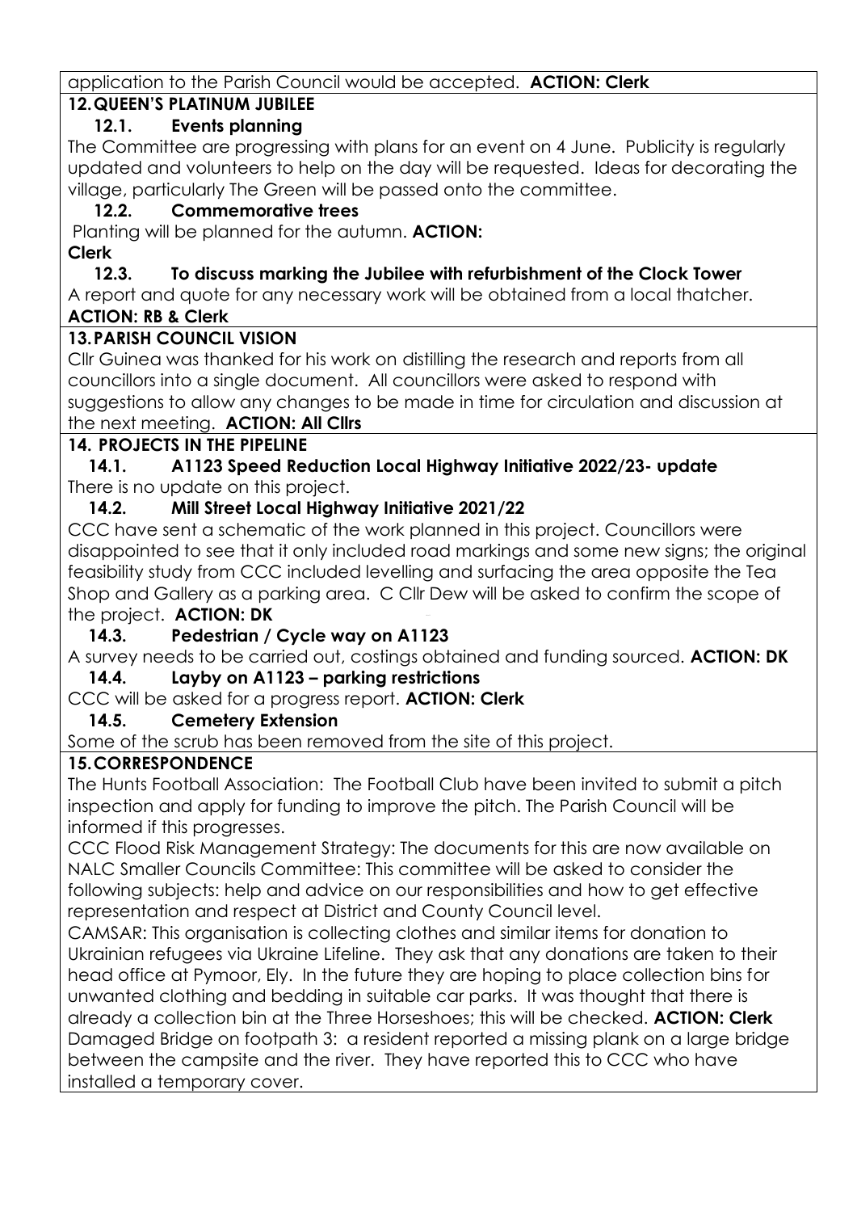application to the Parish Council would be accepted. **ACTION: Clerk**

## 12. QUEEN'S PLATINUM JUBILEE

### 12.1. Events planning

The Committee are progressing with plans for an event on 4 June. Publicity is regularly updated and volunteers to help on the day will be requested. Ideas for decorating the village, particularly The Green will be passed onto the committee.

### 12.2. Commemorative trees

Planting will be planned for the autumn. **ACTION: Clerk**

### 12.3. To discuss marking the Jubilee with refurbishment of the Clock Tower

A report and quote for any necessary work will be obtained from a local thatcher. **ACTION: RB & Clerk**

## 13. PARISH COUNCIL VISION

Cllr Guinea was thanked for his work on distilling the research and reports from all councillors into a single document. All councillors were asked to respond with suggestions to allow any changes to be made in time for circulation and discussion at the next meeting. **ACTION: All Cllrs**

## 14. PROJECTS IN THE PIPELINE

### 14.1. A1123 Speed Reduction Local Highway Initiative 2022/23- update

There is no update on this project.

### 14.2. Mill Street Local Highway Initiative 2021/22

CCC have sent a schematic of the work planned in this project. Councillors were disappointed to see that it only included road markings and some new signs; the original feasibility study from CCC included levelling and surfacing the area opposite the Tea Shop and Gallery as a parking area. C Cllr Dew will be asked to confirm the scope of the project. **ACTION: DK**

### 14.3. Pedestrian / Cycle way on A1123

A survey needs to be carried out, costings obtained and funding sourced. **ACTION: DK**

### 14.4. Layby on A1123 – parking restrictions

CCC will be asked for a progress report. **ACTION: Clerk**

### 14.5. Cemetery Extension

Some of the scrub has been removed from the site of this project.

## 15. CORRESPONDENCE

The Hunts Football Association: The Football Club have been invited to submit a pitch inspection and apply for funding to improve the pitch. The Parish Council will be informed if this progresses.

CCC Flood Risk Management Strategy: The documents for this are now available on

NALC Smaller Councils Committee: This committee will be asked to consider the following subjects: help and advice on our responsibilities and how to get effective representation and respect at District and County Council level.

CAMSAR: This organisation is collecting clothes and similar items for donation to Ukrainian refugees via Ukraine Lifeline. They ask that any donations are taken to their head office at Pymoor, Ely. In the future they are hoping to place collection bins for unwanted clothing and bedding in suitable car parks. It was thought that there is already a collection bin at the Three Horseshoes; this will be checked. **ACTION: Clerk**

Damaged Bridge on footpath 3: a resident reported a missing plank on a large bridge between the campsite and the river. They have reported this to CCC who have installed a temporary cover.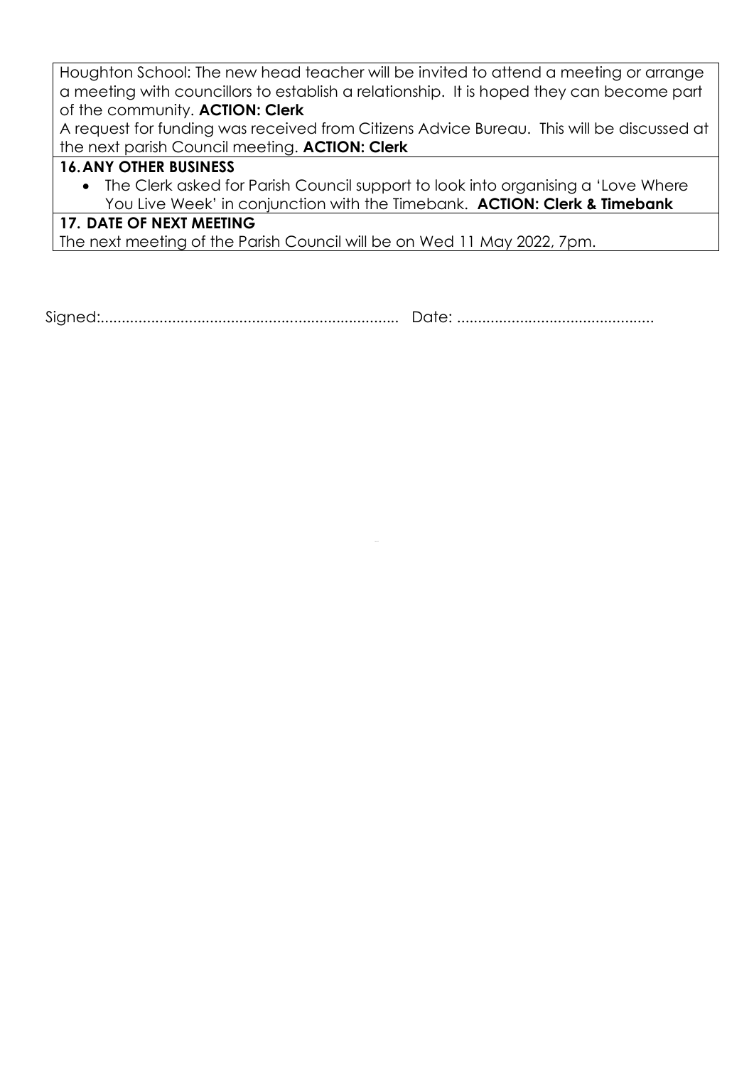Houghton School: The new head teacher will be invited to attend a meeting or arrange a meeting with councillors to establish a relationship. It is hoped they can become part of the community. **ACTION: Clerk**

A request for funding was received from Citizens Advice Bureau. This will be discussed at the next parish Council meeting. **ACTION: Clerk**

**16. ANY OTHER BUSINESS**

- The Clerk asked for Parish Council support to look into organising a 'Love Where You Live Week' in conjunction with the Timebank. **ACTION: Clerk & Timebank**

**17. DATE OF NEXT MEETING**

The next meeting of the Parish Council will be on Wed 11 May 2022, 7pm.

Signed:...................................................................... Date: ..............................................